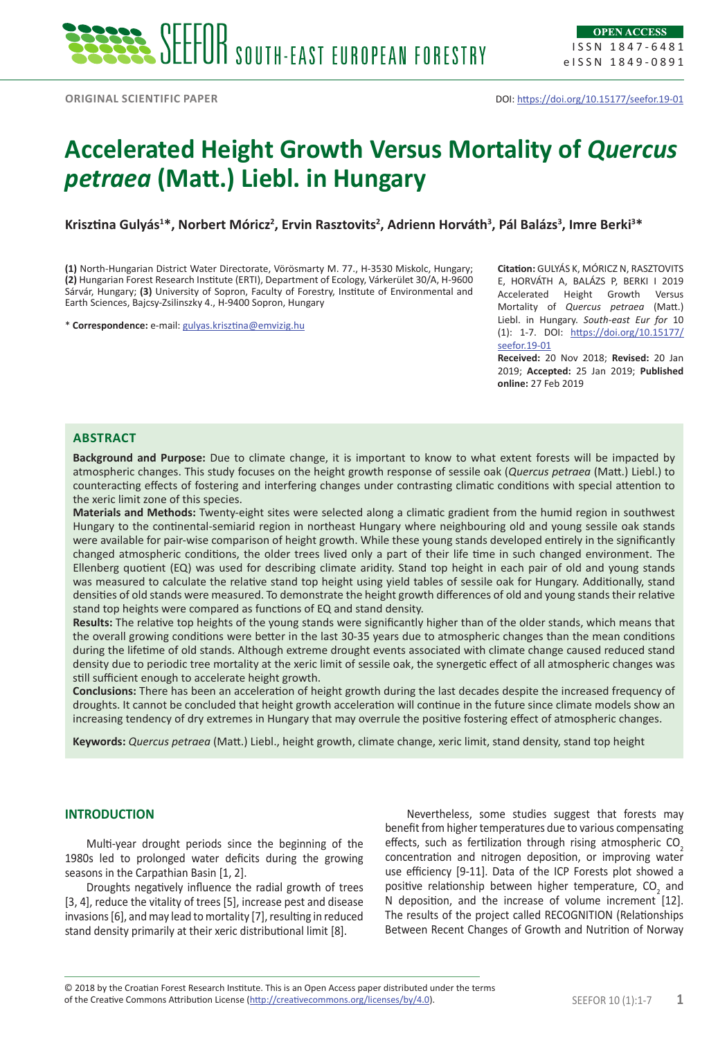ORIGINAL SCIENTIFIC PAPER

DOI: https://doi.org/10.15177/seefor.19-01

# Accelerated Height Growth Versus Mortality of *Quercus petraea* (Matt.) Liebl. in Hungary

**Krisztina Gulyás[1]*, Norbert Móricz[2], Ervin Rasztovits[2], Adrienn Horváth[3], Pál Balázs[3], Imre Berki[3]***

**(1)** North-Hungarian District Water Directorate, Vörösmarty M. 77., H-3530 Miskolc, Hungary; **(2)** Hungarian Forest Research Institute (ERTI), Department of Ecology, Várkerület 30/A, H-9600 Sárvár, Hungary; **(3)** University of Sopron, Faculty of Forestry, Institute of Environmental and Earth Sciences, Bajcsy-Zsilinszky 4., H-9400 Sopron, Hungary

\* **Correspondence:** e-mail: gulyas.krisztina@emvizig.hu

**Citation:** GULYÁS K, MÓRICZ N, RASZTOVITS E, HORVÁTH A, BALÁZS P, BERKI I 2019 Accelerated Height Growth Versus Mortality of *Quercus petraea* (Matt.) Liebl. in Hungary. *South-east Eur for* 10 (1): 1-7. DOI: https://doi.org/10.15177/seefor.19-01

**Received:** 20 Nov 2018; **Revised:** 20 Jan 2019; **Accepted:** 25 Jan 2019; **Published online:** 27 Feb 2019

## ABSTRACT

**Background and Purpose:** Due to climate change, it is important to know to what extent forests will be impacted by atmospheric changes. This study focuses on the height growth response of sessile oak (*Quercus petraea* (Matt.) Liebl.) to counteracting effects of fostering and interfering changes under contrasting climatic conditions with special attention to the xeric limit zone of this species.

**Materials and Methods:** Twenty-eight sites were selected along a climatic gradient from the humid region in southwest Hungary to the continental-semiarid region in northeast Hungary where neighbouring old and young sessile oak stands were available for pair-wise comparison of height growth. While these young stands developed entirely in the significantly changed atmospheric conditions, the older trees lived only a part of their life time in such changed environment. The Ellenberg quotient (EQ) was used for describing climate aridity. Stand top height in each pair of old and young stands was measured to calculate the relative stand top height using yield tables of sessile oak for Hungary. Additionally, stand densities of old stands were measured. To demonstrate the height growth differences of old and young stands their relative stand top heights were compared as functions of EQ and stand density.

**Results:** The relative top heights of the young stands were significantly higher than of the older stands, which means that the overall growing conditions were better in the last 30-35 years due to atmospheric changes than the mean conditions during the lifetime of old stands. Although extreme drought events associated with climate change caused reduced stand density due to periodic tree mortality at the xeric limit of sessile oak, the synergetic effect of all atmospheric changes was still sufficient enough to accelerate height growth.

**Conclusions:** There has been an acceleration of height growth during the last decades despite the increased frequency of droughts. It cannot be concluded that height growth acceleration will continue in the future since climate models show an increasing tendency of dry extremes in Hungary that may overrule the positive fostering effect of atmospheric changes.

**Keywords:** *Quercus petraea* (Matt.) Liebl., height growth, climate change, xeric limit, stand density, stand top height

## INTRODUCTION

Multi-year drought periods since the beginning of the 1980s led to prolonged water deficits during the growing seasons in the Carpathian Basin [1, 2].

Droughts negatively influence the radial growth of trees [3, 4], reduce the vitality of trees [5], increase pest and disease invasions [6], and may lead to mortality [7], resulting in reduced stand density primarily at their xeric distributional limit [8].

Nevertheless, some studies suggest that forests may benefit from higher temperatures due to various compensating effects, such as fertilization through rising atmospheric $CO_2$ concentration and nitrogen deposition, or improving water use efficiency [9-11]. Data of the ICP Forests plot showed a positive relationship between higher temperature, $CO_2$ and N deposition, and the increase of volume increment [12]. The results of the project called RECOGNITION (Relationships Between Recent Changes of Growth and Nutrition of Norway

© 2018 by the Croatian Forest Research Institute. This is an Open Access paper distributed under the terms of the Creative Commons Attribution License (http://creativecommons.org/licenses/by/4.0).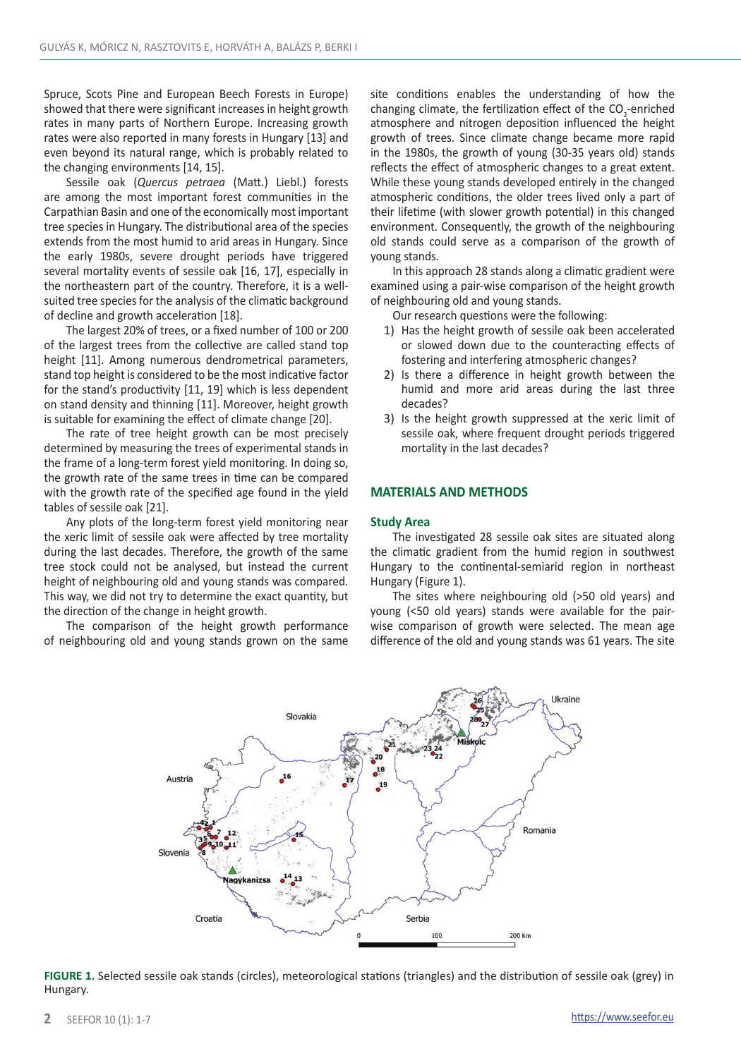Spruce, Scots Pine and European Beech Forests in Europe) showed that there were significant increases in height growth rates in many parts of Northern Europe. Increasing growth rates were also reported in many forests in Hungary [13] and even beyond its natural range, which is probably related to the changing environments [14, 15].

Sessile oak (*Quercus petraea* (Matt.) Liebl.) forests are among the most important forest communities in the Carpathian Basin and one of the economically most important tree species in Hungary. The distributional area of the species extends from the most humid to arid areas in Hungary. Since the early 1980s, severe drought periods have triggered several mortality events of sessile oak [16, 17], especially in the northeastern part of the country. Therefore, it is a well-suited tree species for the analysis of the climatic background of decline and growth acceleration [18].

The largest 20% of trees, or a fixed number of 100 or 200 of the largest trees from the collective are called stand top height [11]. Among numerous dendrometrical parameters, stand top height is considered to be the most indicative factor for the stand's productivity [11, 19] which is less dependent on stand density and thinning [11]. Moreover, height growth is suitable for examining the effect of climate change [20].

The rate of tree height growth can be most precisely determined by measuring the trees of experimental stands in the frame of a long-term forest yield monitoring. In doing so, the growth rate of the same trees in time can be compared with the growth rate of the specified age found in the yield tables of sessile oak [21].

Any plots of the long-term forest yield monitoring near the xeric limit of sessile oak were affected by tree mortality during the last decades. Therefore, the growth of the same tree stock could not be analysed, but instead the current height of neighbouring old and young stands was compared. This way, we did not try to determine the exact quantity, but the direction of the change in height growth.

The comparison of the height growth performance of neighbouring old and young stands grown on the same site conditions enables the understanding of how the changing climate, the fertilization effect of the $CO_2$-enriched atmosphere and nitrogen deposition influenced the height growth of trees. Since climate change became more rapid in the 1980s, the growth of young (30-35 years old) stands reflects the effect of atmospheric changes to a great extent. While these young stands developed entirely in the changed atmospheric conditions, the older trees lived only a part of their lifetime (with slower growth potential) in this changed environment. Consequently, the growth of the neighbouring old stands could serve as a comparison of the growth of young stands.

In this approach 28 stands along a climatic gradient were examined using a pair-wise comparison of the height growth of neighbouring old and young stands.

Our research questions were the following:

1) Has the height growth of sessile oak been accelerated or slowed down due to the counteracting effects of fostering and interfering atmospheric changes?
2) Is there a difference in height growth between the humid and more arid areas during the last three decades?
3) Is the height growth suppressed at the xeric limit of sessile oak, where frequent drought periods triggered mortality in the last decades?

## MATERIALS AND METHODS

### Study Area

The investigated 28 sessile oak sites are situated along the climatic gradient from the humid region in southwest Hungary to the continental-semiarid region in northeast Hungary (Figure 1).

The sites where neighbouring old (>50 old years) and young (<50 old years) stands were available for the pair-wise comparison of growth were selected. The mean age difference of the old and young stands was 61 years. The site

**FIGURE 1.** Selected sessile oak stands (circles), meteorological stations (triangles) and the distribution of sessile oak (grey) in Hungary.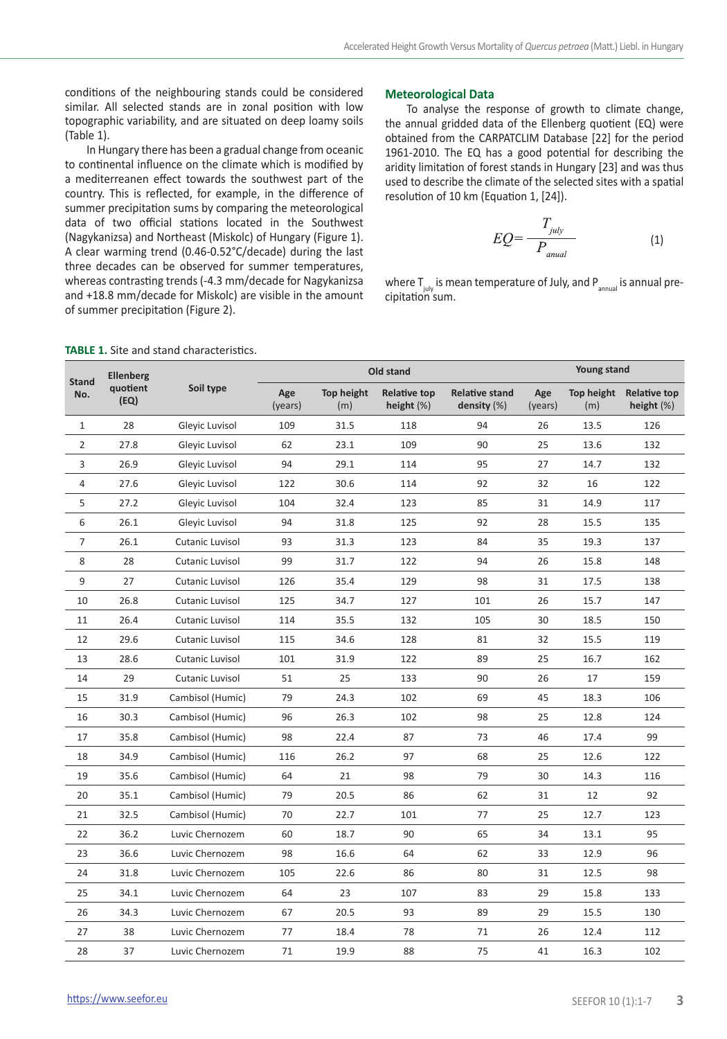conditions of the neighbouring stands could be considered similar. All selected stands are in zonal position with low topographic variability, and are situated on deep loamy soils (Table 1).

In Hungary there has been a gradual change from oceanic to continental influence on the climate which is modified by a mediterreanen effect towards the southwest part of the country. This is reflected, for example, in the difference of summer precipitation sums by comparing the meteorological data of two official stations located in the Southwest (Nagykanizsa) and Northeast (Miskolc) of Hungary (Figure 1). A clear warming trend (0.46-0.52°C/decade) during the last three decades can be observed for summer temperatures, whereas contrasting trends (-4.3 mm/decade for Nagykanizsa and +18.8 mm/decade for Miskolc) are visible in the amount of summer precipitation (Figure 2).

## Meteorological Data

To analyse the response of growth to climate change, the annual gridded data of the Ellenberg quotient (EQ) were obtained from the CARPATCLIM Database [22] for the period 1961-2010. The EQ has a good potential for describing the aridity limitation of forest stands in Hungary [23] and was thus used to describe the climate of the selected sites with a spatial resolution of 10 km (Equation 1, [24]).

$$EQ = \frac{T_{july}}{P_{anual}} \quad (1)$$

where $T_{july}$ is mean temperature of July, and $P_{annual}$ is annual precipitation sum.

**TABLE 1.** Site and stand characteristics.

| Stand No. | Ellenberg quotient (EQ) | Soil type | Old stand | | | | Young stand | | |
|---|---|---|---|---|---|---|---|---|---|
| | | | Age (years) | Top height (m) | Relative top height (%) | Relative stand density (%) | Age (years) | Top height (m) | Relative top height (%) |
| 1 | 28 | Gleyic Luvisol | 109 | 31.5 | 118 | 94 | 26 | 13.5 | 126 |
| 2 | 27.8 | Gleyic Luvisol | 62 | 23.1 | 109 | 90 | 25 | 13.6 | 132 |
| 3 | 26.9 | Gleyic Luvisol | 94 | 29.1 | 114 | 95 | 27 | 14.7 | 132 |
| 4 | 27.6 | Gleyic Luvisol | 122 | 30.6 | 114 | 92 | 32 | 16 | 122 |
| 5 | 27.2 | Gleyic Luvisol | 104 | 32.4 | 123 | 85 | 31 | 14.9 | 117 |
| 6 | 26.1 | Gleyic Luvisol | 94 | 31.8 | 125 | 92 | 28 | 15.5 | 135 |
| 7 | 26.1 | Cutanic Luvisol | 93 | 31.3 | 123 | 84 | 35 | 19.3 | 137 |
| 8 | 28 | Cutanic Luvisol | 99 | 31.7 | 122 | 94 | 26 | 15.8 | 148 |
| 9 | 27 | Cutanic Luvisol | 126 | 35.4 | 129 | 98 | 31 | 17.5 | 138 |
| 10 | 26.8 | Cutanic Luvisol | 125 | 34.7 | 127 | 101 | 26 | 15.7 | 147 |
| 11 | 26.4 | Cutanic Luvisol | 114 | 35.5 | 132 | 105 | 30 | 18.5 | 150 |
| 12 | 29.6 | Cutanic Luvisol | 115 | 34.6 | 128 | 81 | 32 | 15.5 | 119 |
| 13 | 28.6 | Cutanic Luvisol | 101 | 31.9 | 122 | 89 | 25 | 16.7 | 162 |
| 14 | 29 | Cutanic Luvisol | 51 | 25 | 133 | 90 | 26 | 17 | 159 |
| 15 | 31.9 | Cambisol (Humic) | 79 | 24.3 | 102 | 69 | 45 | 18.3 | 106 |
| 16 | 30.3 | Cambisol (Humic) | 96 | 26.3 | 102 | 98 | 25 | 12.8 | 124 |
| 17 | 35.8 | Cambisol (Humic) | 98 | 22.4 | 87 | 73 | 46 | 17.4 | 99 |
| 18 | 34.9 | Cambisol (Humic) | 116 | 26.2 | 97 | 68 | 25 | 12.6 | 122 |
| 19 | 35.6 | Cambisol (Humic) | 64 | 21 | 98 | 79 | 30 | 14.3 | 116 |
| 20 | 35.1 | Cambisol (Humic) | 79 | 20.5 | 86 | 62 | 31 | 12 | 92 |
| 21 | 32.5 | Cambisol (Humic) | 70 | 22.7 | 101 | 77 | 25 | 12.7 | 123 |
| 22 | 36.2 | Luvic Chernozem | 60 | 18.7 | 90 | 65 | 34 | 13.1 | 95 |
| 23 | 36.6 | Luvic Chernozem | 98 | 16.6 | 64 | 62 | 33 | 12.9 | 96 |
| 24 | 31.8 | Luvic Chernozem | 105 | 22.6 | 86 | 80 | 31 | 12.5 | 98 |
| 25 | 34.1 | Luvic Chernozem | 64 | 23 | 107 | 83 | 29 | 15.8 | 133 |
| 26 | 34.3 | Luvic Chernozem | 67 | 20.5 | 93 | 89 | 29 | 15.5 | 130 |
| 27 | 38 | Luvic Chernozem | 77 | 18.4 | 78 | 71 | 26 | 12.4 | 112 |
| 28 | 37 | Luvic Chernozem | 71 | 19.9 | 88 | 75 | 41 | 16.3 | 102 |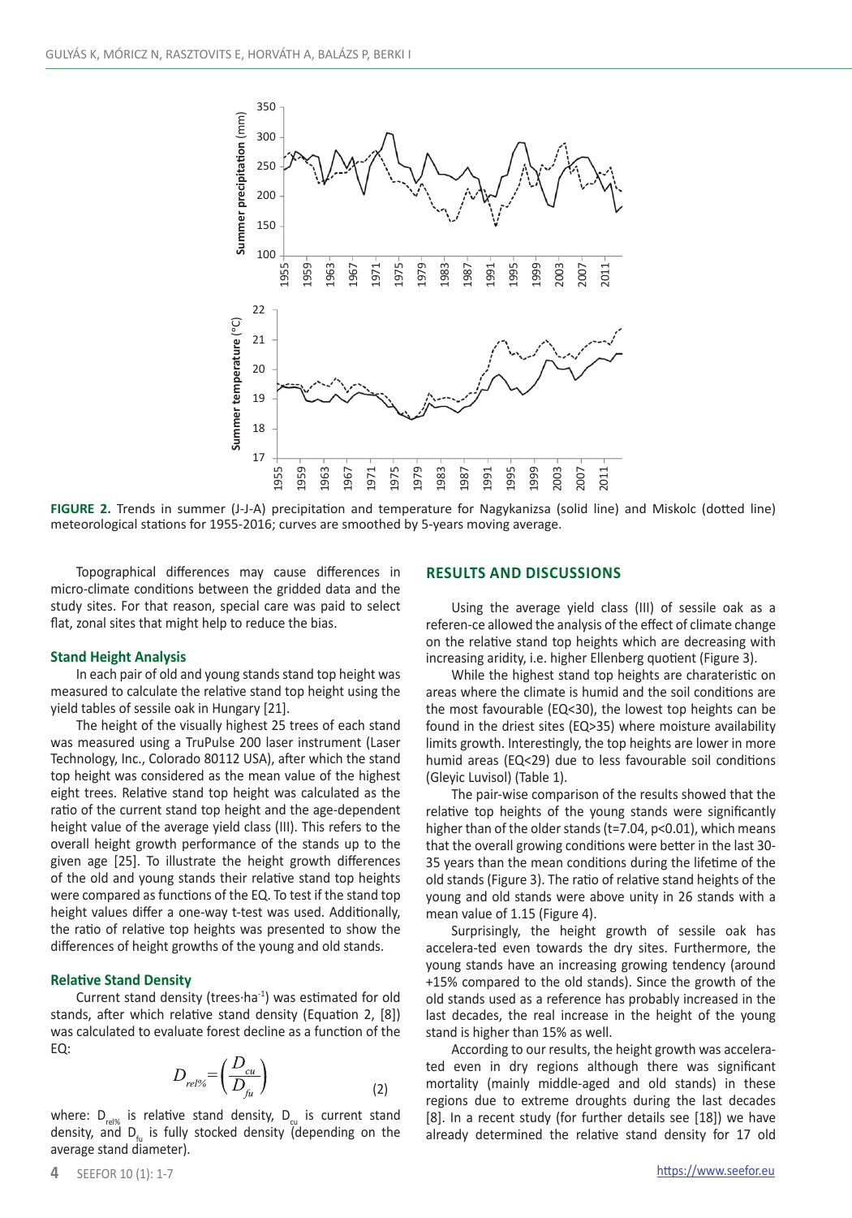**FIGURE 2.** Trends in summer (J-J-A) precipitation and temperature for Nagykanizsa (solid line) and Miskolc (dotted line) meteorological stations for 1955-2016; curves are smoothed by 5-years moving average.

Topographical differences may cause differences in micro-climate conditions between the gridded data and the study sites. For that reason, special care was paid to select flat, zonal sites that might help to reduce the bias.

### Stand Height Analysis

In each pair of old and young stands stand top height was measured to calculate the relative stand top height using the yield tables of sessile oak in Hungary [21].

The height of the visually highest 25 trees of each stand was measured using a TruPulse 200 laser instrument (Laser Technology, Inc., Colorado 80112 USA), after which the stand top height was considered as the mean value of the highest eight trees. Relative stand top height was calculated as the ratio of the current stand top height and the age-dependent height value of the average yield class (III). This refers to the overall height growth performance of the stands up to the given age [25]. To illustrate the height growth differences of the old and young stands their relative stand top heights were compared as functions of the EQ. To test if the stand top height values differ a one-way t-test was used. Additionally, the ratio of relative top heights was presented to show the differences of height growths of the young and old stands.

### Relative Stand Density

Current stand density (trees·ha$^{-1}$) was estimated for old stands, after which relative stand density (Equation 2, [8]) was calculated to evaluate forest decline as a function of the EQ:

$$D_{rel\%} = \left(\frac{D_{cu}}{D_{fu}}\right) \quad (2)$$

where: $D_{rel\%}$ is relative stand density, $D_{cu}$ is current stand density, and $D_{fu}$ is fully stocked density (depending on the average stand diameter).

## RESULTS AND DISCUSSIONS

Using the average yield class (III) of sessile oak as a referen-ce allowed the analysis of the effect of climate change on the relative stand top heights which are decreasing with increasing aridity, i.e. higher Ellenberg quotient (Figure 3).

While the highest stand top heights are charateristic on areas where the climate is humid and the soil conditions are the most favourable (EQ<30), the lowest top heights can be found in the driest sites (EQ>35) where moisture availability limits growth. Interestingly, the top heights are lower in more humid areas (EQ<29) due to less favourable soil conditions (Gleyic Luvisol) (Table 1).

The pair-wise comparison of the results showed that the relative top heights of the young stands were significantly higher than of the older stands (t=7.04, p<0.01), which means that the overall growing conditions were better in the last 30-35 years than the mean conditions during the lifetime of the old stands (Figure 3). The ratio of relative stand heights of the young and old stands were above unity in 26 stands with a mean value of 1.15 (Figure 4).

Surprisingly, the height growth of sessile oak has accelera-ted even towards the dry sites. Furthermore, the young stands have an increasing growing tendency (around +15% compared to the old stands). Since the growth of the old stands used as a reference has probably increased in the last decades, the real increase in the height of the young stand is higher than 15% as well.

According to our results, the height growth was accelera-ted even in dry regions although there was significant mortality (mainly middle-aged and old stands) in these regions due to extreme droughts during the last decades [8]. In a recent study (for further details see [18]) we have already determined the relative stand density for 17 old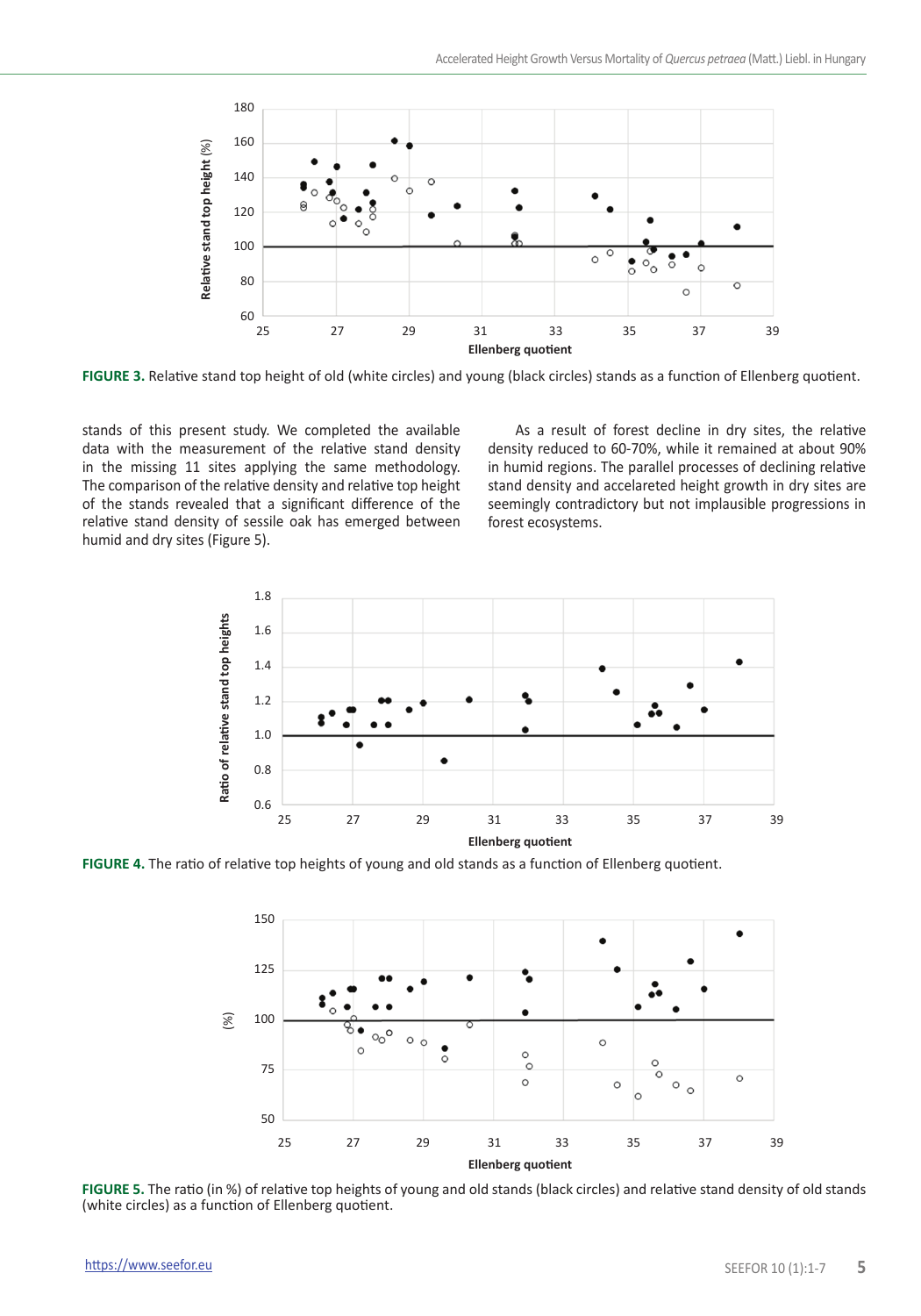FIGURE 3. Relative stand top height of old (white circles) and young (black circles) stands as a function of Ellenberg quotient.

stands of this present study. We completed the available data with the measurement of the relative stand density in the missing 11 sites applying the same methodology. The comparison of the relative density and relative top height of the stands revealed that a significant difference of the relative stand density of sessile oak has emerged between humid and dry sites (Figure 5).

As a result of forest decline in dry sites, the relative density reduced to 60-70%, while it remained at about 90% in humid regions. The parallel processes of declining relative stand density and accelareted height growth in dry sites are seemingly contradictory but not implausible progressions in forest ecosystems.

FIGURE 4. The ratio of relative top heights of young and old stands as a function of Ellenberg quotient.

FIGURE 5. The ratio (in %) of relative top heights of young and old stands (black circles) and relative stand density of old stands (white circles) as a function of Ellenberg quotient.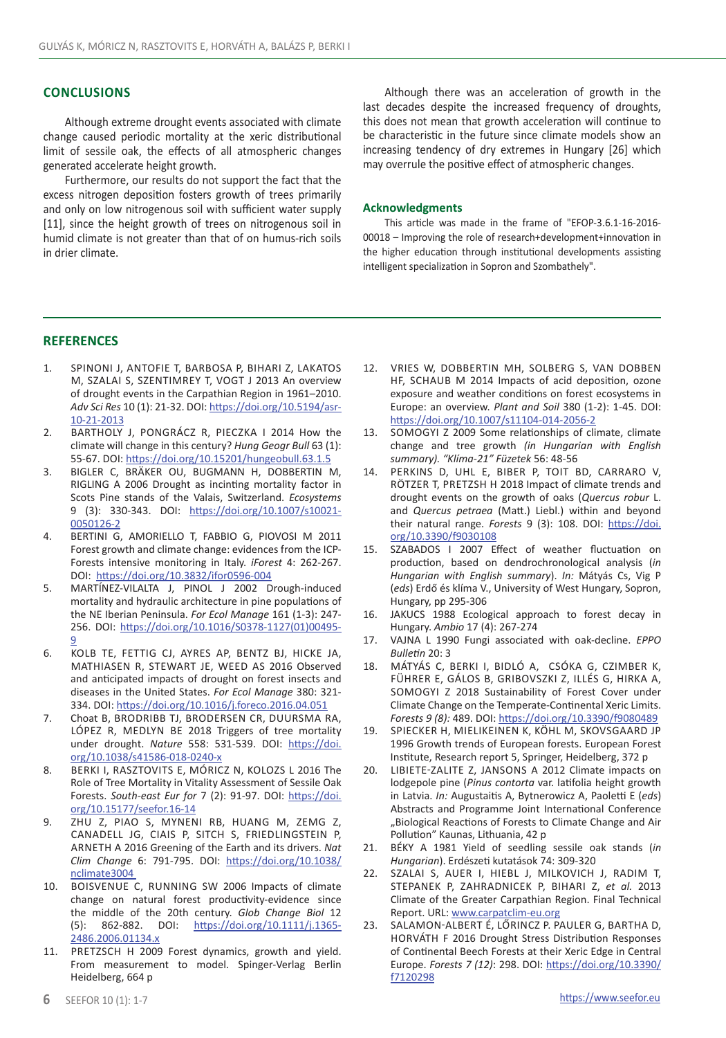## CONCLUSIONS

Although extreme drought events associated with climate change caused periodic mortality at the xeric distributional limit of sessile oak, the effects of all atmospheric changes generated accelerate height growth.

Furthermore, our results do not support the fact that the excess nitrogen deposition fosters growth of trees primarily and only on low nitrogenous soil with sufficient water supply [11], since the height growth of trees on nitrogenous soil in humid climate is not greater than that of on humus-rich soils in drier climate.

Although there was an acceleration of growth in the last decades despite the increased frequency of droughts, this does not mean that growth acceleration will continue to be characteristic in the future since climate models show an increasing tendency of dry extremes in Hungary [26] which may overrule the positive effect of atmospheric changes.

### Acknowledgments

This article was made in the frame of "EFOP-3.6.1-16-2016-00018 – Improving the role of research+development+innovation in the higher education through institutional developments assisting intelligent specialization in Sopron and Szombathely".

## REFERENCES

1. SPINONI J, ANTOFIE T, BARBOSA P, BIHARI Z, LAKATOS M, SZALAI S, SZENTIMREY T, VOGT J 2013 An overview of drought events in the Carpathian Region in 1961–2010. *Adv Sci Res* 10 (1): 21-32. DOI: https://doi.org/10.5194/asr-10-21-2013
2. BARTHOLY J, PONGRÁCZ R, PIECZKA I 2014 How the climate will change in this century? *Hung Geogr Bull* 63 (1): 55-67. DOI: https://doi.org/10.15201/hungeobull.63.1.5
3. BIGLER C, BRÄKER OU, BUGMANN H, DOBBERTIN M, RIGLING A 2006 Drought as incinting mortality factor in Scots Pine stands of the Valais, Switzerland. *Ecosystems* 9 (3): 330-343. DOI: https://doi.org/10.1007/s10021-0050126-2
4. BERTINI G, AMORIELLO T, FABBIO G, PIOVOSI M 2011 Forest growth and climate change: evidences from the ICP-Forests intensive monitoring in Italy. *iForest* 4: 262-267. DOI: https://doi.org/10.3832/ifor0596-004
5. MARTÍNEZ-VILALTA J, PINOL J 2002 Drought-induced mortality and hydraulic architecture in pine populations of the NE Iberian Peninsula. *For Ecol Manage* 161 (1-3): 247-256. DOI: https://doi.org/10.1016/S0378-1127(01)00495-9
6. KOLB TE, FETTIG CJ, AYRES AP, BENTZ BJ, HICKE JA, MATHIASEN R, STEWART JE, WEED AS 2016 Observed and anticipated impacts of drought on forest insects and diseases in the United States. *For Ecol Manage* 380: 321-334. DOI: https://doi.org/10.1016/j.foreco.2016.04.051
7. Choat B, BRODRIBB TJ, BRODERSEN CR, DUURSMA RA, LÓPEZ R, MEDLYN BE 2018 Triggers of tree mortality under drought. *Nature* 558: 531-539. DOI: https://doi.org/10.1038/s41586-018-0240-x
8. BERKI I, RASZTOVITS E, MÓRICZ N, KOLOZS L 2016 The Role of Tree Mortality in Vitality Assessment of Sessile Oak Forests. *South-east Eur for* 7 (2): 91-97. DOI: https://doi.org/10.15177/seefor.16-14
9. ZHU Z, PIAO S, MYNENI RB, HUANG M, ZEMG Z, CANADELL JG, CIAIS P, SITCH S, FRIEDLINGSTEIN P, ARNETH A 2016 Greening of the Earth and its drivers. *Nat Clim Change* 6: 791-795. DOI: https://doi.org/10.1038/nclimate3004
10. BOISVENUE C, RUNNING SW 2006 Impacts of climate change on natural forest productivity-evidence since the middle of the 20th century. *Glob Change Biol* 12 (5): 862-882. DOI: https://doi.org/10.1111/j.1365-2486.2006.01134.x
11. PRETZSCH H 2009 Forest dynamics, growth and yield. From measurement to model. Spinger-Verlag Berlin Heidelberg, 664 p
12. VRIES W, DOBBERTIN MH, SOLBERG S, VAN DOBBEN HF, SCHAUB M 2014 Impacts of acid deposition, ozone exposure and weather conditions on forest ecosystems in Europe: an overview. *Plant and Soil* 380 (1-2): 1-45. DOI: https://doi.org/10.1007/s11104-014-2056-2
13. SOMOGYI Z 2009 Some relationships of climate, climate change and tree growth *(in Hungarian with English summary). "Klíma-21" Füzetek* 56: 48-56
14. PERKINS D, UHL E, BIBER P, TOIT BD, CARRARO V, RÖTZER T, PRETZSH H 2018 Impact of climate trends and drought events on the growth of oaks (*Quercus robur* L. and *Quercus petraea* (Matt.) Liebl.) within and beyond their natural range. *Forests* 9 (3): 108. DOI: https://doi.org/10.3390/f9030108
15. SZABADOS I 2007 Effect of weather fluctuation on production, based on dendrochronological analysis (*in Hungarian with English summary*). *In:* Mátyás Cs, Vig P (*eds*) Erdő és klíma V., University of West Hungary, Sopron, Hungary, pp 295-306
16. JAKUCS 1988 Ecological approach to forest decay in Hungary. *Ambio* 17 (4): 267-274
17. VAJNA L 1990 Fungi associated with oak-decline. *EPPO Bulletin* 20: 3
18. MÁTYÁS C, BERKI I, BIDLÓ A, CSÓKA G, CZIMBER K, FÜHRER E, GÁLOS B, GRIBOVSZKI Z, ILLÉS G, HIRKA A, SOMOGYI Z 2018 Sustainability of Forest Cover under Climate Change on the Temperate-Continental Xeric Limits. *Forests 9 (8)*: 489. DOI: https://doi.org/10.3390/f9080489
19. SPIECKER H, MIELIKEINEN K, KÖHL M, SKOVSGAARD JP 1996 Growth trends of European forests. European Forest Institute, Research report 5, Springer, Heidelberg, 372 p
20. LIBIETE-ZALITE Z, JANSONS A 2012 Climate impacts on lodgepole pine (*Pinus contorta* var. latifolia height growth in Latvia. *In:* Augustaitis A, Bytnerowicz A, Paoletti E (*eds*) Abstracts and Programme Joint International Conference „Biological Reactions of Forests to Climate Change and Air Pollution" Kaunas, Lithuania, 42 p
21. BÉKY A 1981 Yield of seedling sessile oak stands (*in Hungarian*). Erdészeti kutatások 74: 309-320
22. SZALAI S, AUER I, HIEBL J, MILKOVICH J, RADIM T, STEPANEK P, ZAHRADNICEK P, BIHARI Z, *et al.* 2013 Climate of the Greater Carpathian Region. Final Technical Report. URL: www.carpatclim-eu.org
23. SALAMON-ALBERT É, LŐRINCZ P. PAULER G, BARTHA D, HORVÁTH F 2016 Drought Stress Distribution Responses of Continental Beech Forests at their Xeric Edge in Central Europe. *Forests 7 (12)*: 298. DOI: https://doi.org/10.3390/f7120298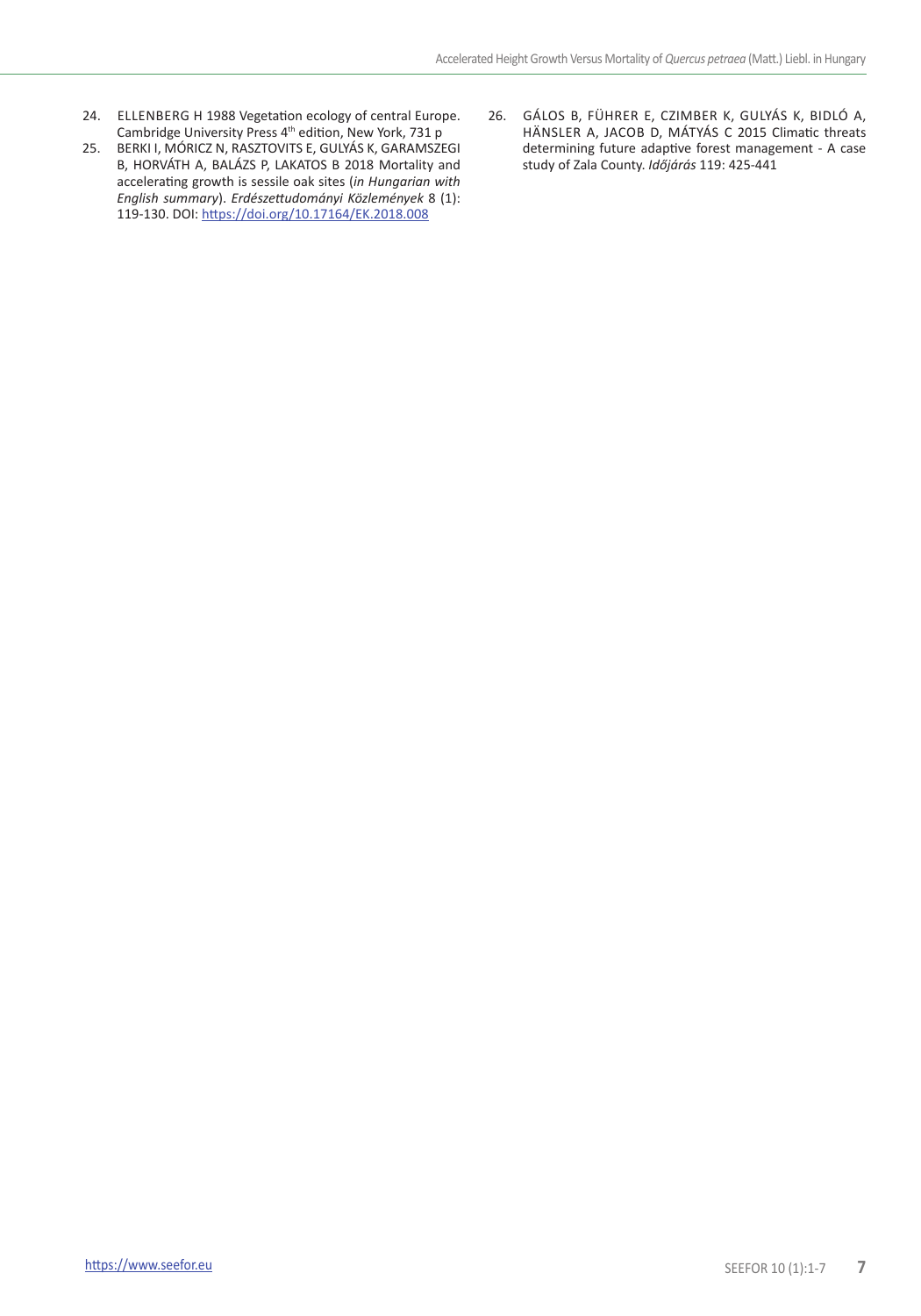24. ELLENBERG H 1988 Vegetation ecology of central Europe. Cambridge University Press 4th edition, New York, 731 p
25. BERKI I, MÓRICZ N, RASZTOVITS E, GULYÁS K, GARAMSZEGI B, HORVÁTH A, BALÁZS P, LAKATOS B 2018 Mortality and accelerating growth is sessile oak sites (*in Hungarian with English summary*). *Erdészettudományi Közlemények* 8 (1): 119-130. DOI: https://doi.org/10.17164/EK.2018.008
26. GÁLOS B, FÜHRER E, CZIMBER K, GULYÁS K, BIDLÓ A, HÄNSLER A, JACOB D, MÁTYÁS C 2015 Climatic threats determining future adaptive forest management - A case study of Zala County. *Időjárás* 119: 425-441